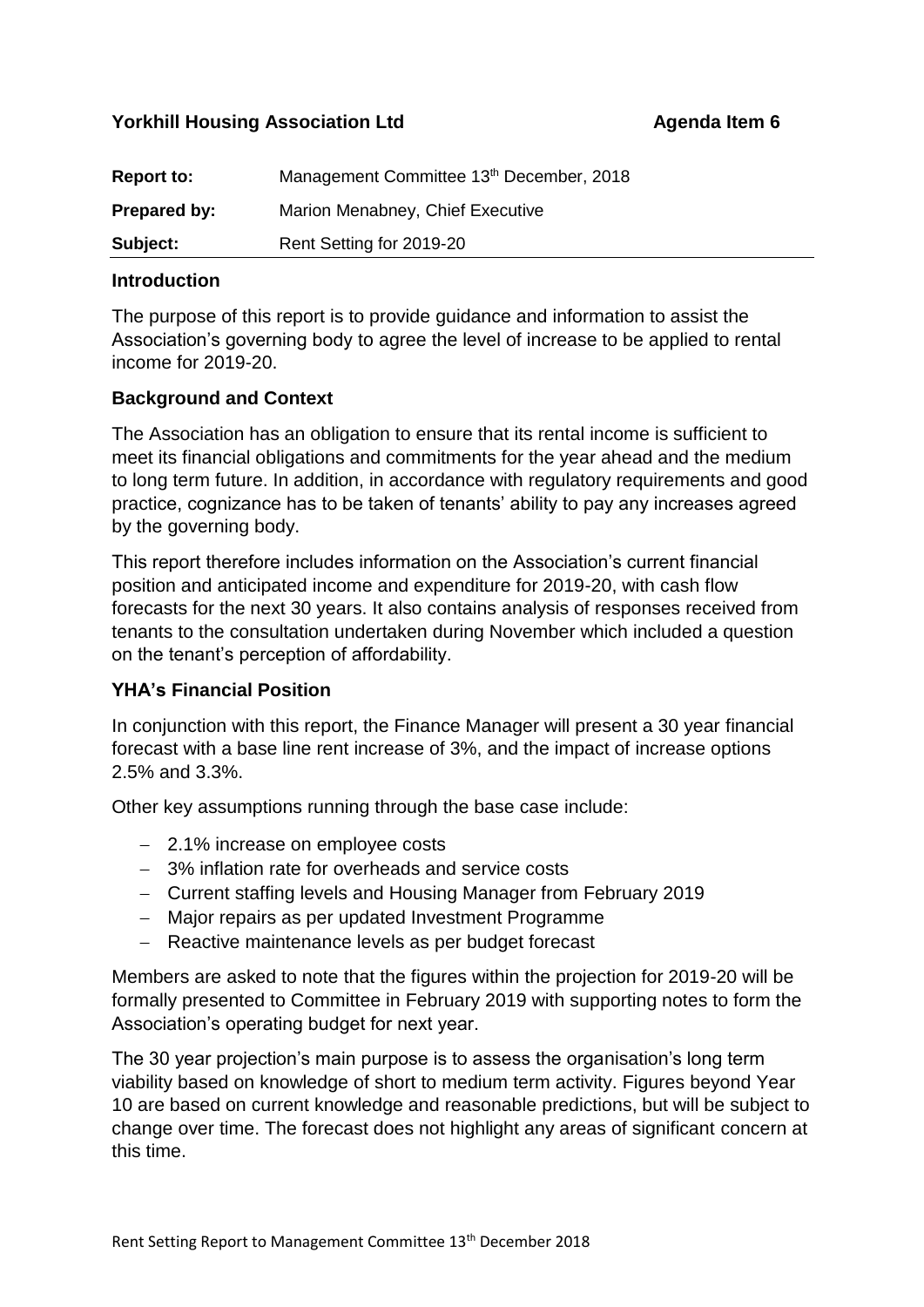**Yorkhill Housing Association Ltd** **Agenda Item 6**

| | |
|---|---|
| **Report to:** | Management Committee 13th December, 2018 |
| **Prepared by:** | Marion Menabney, Chief Executive |
| **Subject:** | Rent Setting for 2019-20 |

## Introduction

The purpose of this report is to provide guidance and information to assist the Association's governing body to agree the level of increase to be applied to rental income for 2019-20.

## Background and Context

The Association has an obligation to ensure that its rental income is sufficient to meet its financial obligations and commitments for the year ahead and the medium to long term future. In addition, in accordance with regulatory requirements and good practice, cognizance has to be taken of tenants' ability to pay any increases agreed by the governing body.

This report therefore includes information on the Association's current financial position and anticipated income and expenditure for 2019-20, with cash flow forecasts for the next 30 years. It also contains analysis of responses received from tenants to the consultation undertaken during November which included a question on the tenant's perception of affordability.

## YHA's Financial Position

In conjunction with this report, the Finance Manager will present a 30 year financial forecast with a base line rent increase of 3%, and the impact of increase options 2.5% and 3.3%.

Other key assumptions running through the base case include:

- 2.1% increase on employee costs
- 3% inflation rate for overheads and service costs
- Current staffing levels and Housing Manager from February 2019
- Major repairs as per updated Investment Programme
- Reactive maintenance levels as per budget forecast

Members are asked to note that the figures within the projection for 2019-20 will be formally presented to Committee in February 2019 with supporting notes to form the Association's operating budget for next year.

The 30 year projection's main purpose is to assess the organisation's long term viability based on knowledge of short to medium term activity. Figures beyond Year 10 are based on current knowledge and reasonable predictions, but will be subject to change over time. The forecast does not highlight any areas of significant concern at this time.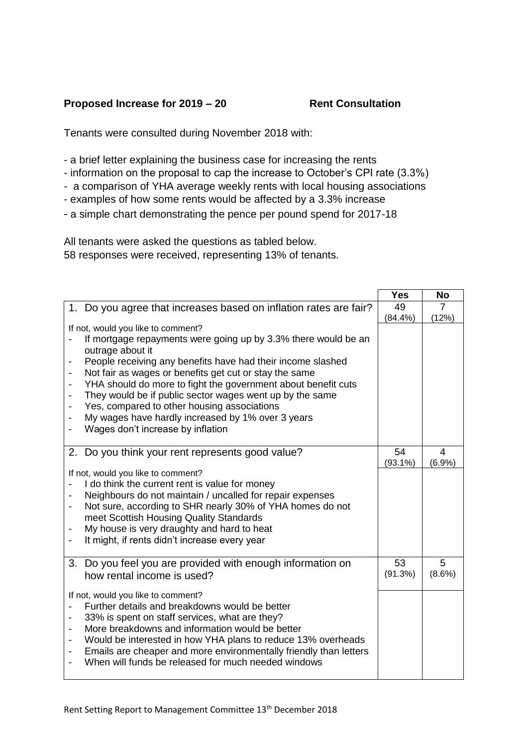**Proposed Increase for 2019 – 20** **Rent Consultation**

Tenants were consulted during November 2018 with:

- a brief letter explaining the business case for increasing the rents
- information on the proposal to cap the increase to October's CPI rate (3.3%)
- a comparison of YHA average weekly rents with local housing associations
- examples of how some rents would be affected by a 3.3% increase
- a simple chart demonstrating the pence per pound spend for 2017-18

All tenants were asked the questions as tabled below.
58 responses were received, representing 13% of tenants.

| | Yes | No |
|---|---|---|
| 1. Do you agree that increases based on inflation rates are fair? | 49 (84.4%) | 7 (12%) |
| If not, would you like to comment?<br>- If mortgage repayments were going up by 3.3% there would be an outrage about it<br>- People receiving any benefits have had their income slashed<br>- Not fair as wages or benefits get cut or stay the same<br>- YHA should do more to fight the government about benefit cuts<br>- They would be if public sector wages went up by the same<br>- Yes, compared to other housing associations<br>- My wages have hardly increased by 1% over 3 years<br>- Wages don't increase by inflation | | |
| 2. Do you think your rent represents good value? | 54 (93.1%) | 4 (6.9%) |
| If not, would you like to comment?<br>- I do think the current rent is value for money<br>- Neighbours do not maintain / uncalled for repair expenses<br>- Not sure, according to SHR nearly 30% of YHA homes do not meet Scottish Housing Quality Standards<br>- My house is very draughty and hard to heat<br>- It might, if rents didn't increase every year | | |
| 3. Do you feel you are provided with enough information on how rental income is used? | 53 (91.3%) | 5 (8.6%) |
| If not, would you like to comment?<br>- Further details and breakdowns would be better<br>- 33% is spent on staff services, what are they?<br>- More breakdowns and information would be better<br>- Would be interested in how YHA plans to reduce 13% overheads<br>- Emails are cheaper and more environmentally friendly than letters<br>- When will funds be released for much needed windows | | |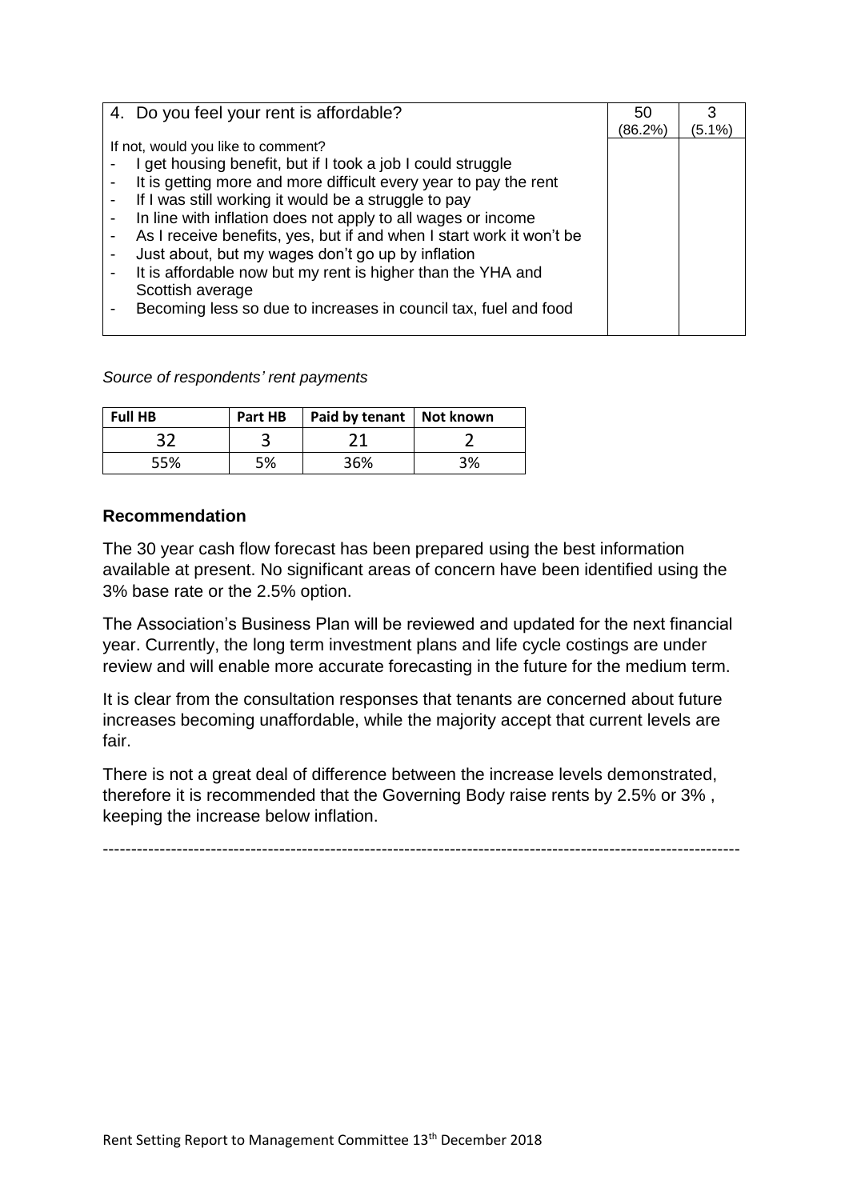| 4. Do you feel your rent is affordable? | 50 (86.2%) | 3 (5.1%) |
|---|---|---|
| If not, would you like to comment?<br>- I get housing benefit, but if I took a job I could struggle<br>- It is getting more and more difficult every year to pay the rent<br>- If I was still working it would be a struggle to pay<br>- In line with inflation does not apply to all wages or income<br>- As I receive benefits, yes, but if and when I start work it won't be<br>- Just about, but my wages don't go up by inflation<br>- It is affordable now but my rent is higher than the YHA and Scottish average<br>- Becoming less so due to increases in council tax, fuel and food | | |

*Source of respondents' rent payments*

| Full HB | Part HB | Paid by tenant | Not known |
|---|---|---|---|
| 32 | 3 | 21 | 2 |
| 55% | 5% | 36% | 3% |

### Recommendation

The 30 year cash flow forecast has been prepared using the best information available at present. No significant areas of concern have been identified using the 3% base rate or the 2.5% option.

The Association's Business Plan will be reviewed and updated for the next financial year. Currently, the long term investment plans and life cycle costings are under review and will enable more accurate forecasting in the future for the medium term.

It is clear from the consultation responses that tenants are concerned about future increases becoming unaffordable, while the majority accept that current levels are fair.

There is not a great deal of difference between the increase levels demonstrated, therefore it is recommended that the Governing Body raise rents by 2.5% or 3% , keeping the increase below inflation.

---